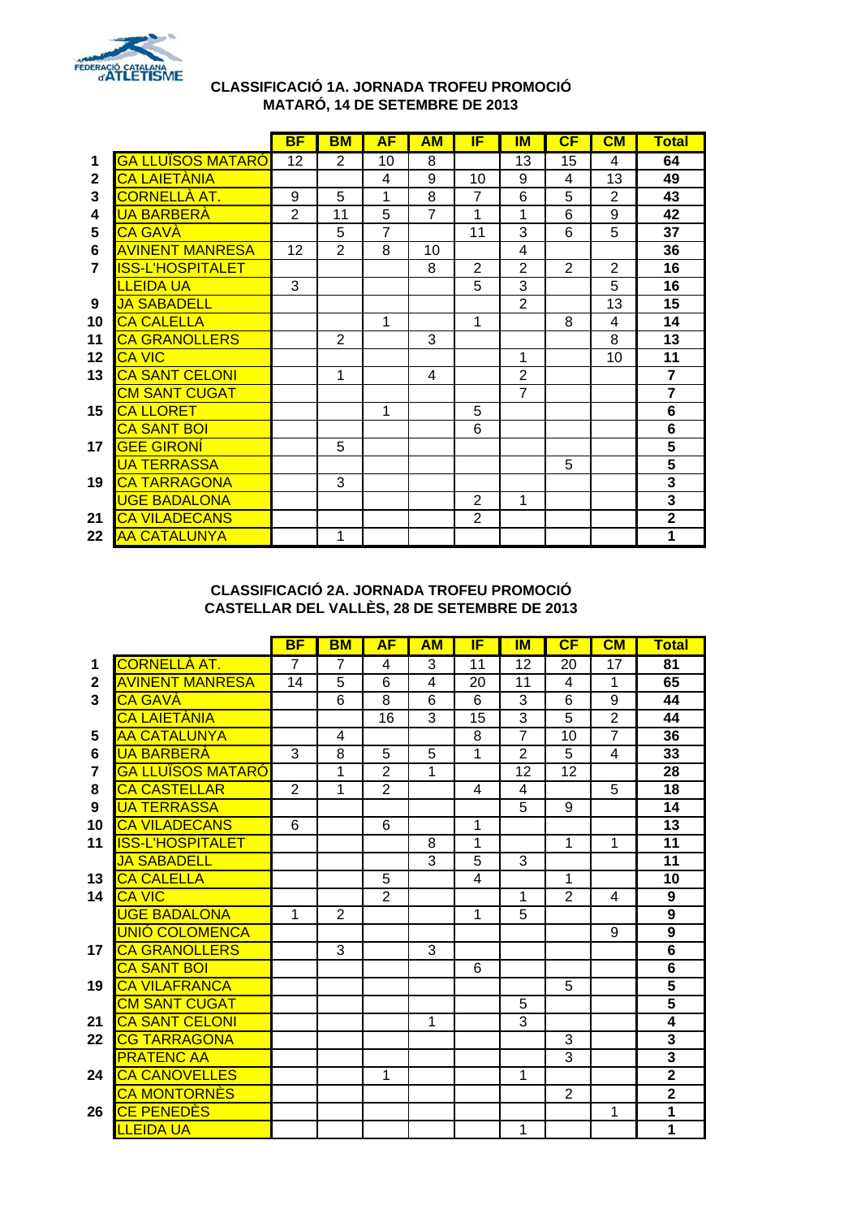FEDERACIÓ CATALANA d'ATLETISME

## CLASSIFICACIÓ 1A. JORNADA TROFEU PROMOCIÓ
## MATARÓ, 14 DE SETEMBRE DE 2013

| | | BF | BM | AF | AM | IF | IM | CF | CM | Total |
|---|---|---|---|---|---|---|---|---|---|---|
| 1 | GA LLUÏSOS MATARÓ | 12 | 2 | 10 | 8 | | 13 | 15 | 4 | **64** |
| 2 | CA LAIETÀNIA | | | 4 | 9 | 10 | 9 | 4 | 13 | **49** |
| 3 | CORNELLÀ AT. | 9 | 5 | 1 | 8 | 7 | 6 | 5 | 2 | **43** |
| 4 | UA BARBERÀ | 2 | 11 | 5 | 7 | 1 | 1 | 6 | 9 | **42** |
| 5 | CA GAVÀ | | 5 | 7 | | 11 | 3 | 6 | 5 | **37** |
| 6 | AVINENT MANRESA | 12 | 2 | 8 | 10 | | 4 | | | **36** |
| 7 | ISS-L'HOSPITALET | | | | 8 | 2 | 2 | 2 | 2 | **16** |
| | LLEIDA UA | 3 | | | | 5 | 3 | | 5 | **16** |
| 9 | JA SABADELL | | | | | | 2 | | 13 | **15** |
| 10 | CA CALELLA | | | 1 | | 1 | | 8 | 4 | **14** |
| 11 | CA GRANOLLERS | | 2 | | 3 | | | | 8 | **13** |
| 12 | CA VIC | | | | | | 1 | | 10 | **11** |
| 13 | CA SANT CELONI | | 1 | | 4 | | 2 | | | **7** |
| | CM SANT CUGAT | | | | | | 7 | | | **7** |
| 15 | CA LLORET | | | 1 | | 5 | | | | **6** |
| | CA SANT BOI | | | | | 6 | | | | **6** |
| 17 | GEE GIRONÍ | | 5 | | | | | | | **5** |
| | UA TERRASSA | | | | | | | 5 | | **5** |
| 19 | CA TARRAGONA | | 3 | | | | | | | **3** |
| | UGE BADALONA | | | | | 2 | 1 | | | **3** |
| 21 | CA VILADECANS | | | | | 2 | | | | **2** |
| 22 | AA CATALUNYA | | 1 | | | | | | | **1** |

## CLASSIFICACIÓ 2A. JORNADA TROFEU PROMOCIÓ
## CASTELLAR DEL VALLÈS, 28 DE SETEMBRE DE 2013

| | | BF | BM | AF | AM | IF | IM | CF | CM | Total |
|---|---|---|---|---|---|---|---|---|---|---|
| 1 | CORNELLÀ AT. | 7 | 7 | 4 | 3 | 11 | 12 | 20 | 17 | **81** |
| 2 | AVINENT MANRESA | 14 | 5 | 6 | 4 | 20 | 11 | 4 | 1 | **65** |
| 3 | CA GAVÀ | | 6 | 8 | 6 | 6 | 3 | 6 | 9 | **44** |
| | CA LAIETÀNIA | | | 16 | 3 | 15 | 3 | 5 | 2 | **44** |
| 5 | AA CATALUNYA | | 4 | | | 8 | 7 | 10 | 7 | **36** |
| 6 | UA BARBERÀ | 3 | 8 | 5 | 5 | 1 | 2 | 5 | 4 | **33** |
| 7 | GA LLUÏSOS MATARÓ | | 1 | 2 | 1 | | 12 | 12 | | **28** |
| 8 | CA CASTELLAR | 2 | 1 | 2 | | 4 | 4 | | 5 | **18** |
| 9 | UA TERRASSA | | | | | | 5 | 9 | | **14** |
| 10 | CA VILADECANS | 6 | | 6 | | 1 | | | | **13** |
| 11 | ISS-L'HOSPITALET | | | | 8 | 1 | | 1 | 1 | **11** |
| | JA SABADELL | | | | 3 | 5 | 3 | | | **11** |
| 13 | CA CALELLA | | | 5 | | 4 | | 1 | | **10** |
| 14 | CA VIC | | | 2 | | | 1 | 2 | 4 | **9** |
| | UGE BADALONA | 1 | 2 | | | 1 | 5 | | | **9** |
| | UNIÓ COLOMENCA | | | | | | | | 9 | **9** |
| 17 | CA GRANOLLERS | | 3 | | 3 | | | | | **6** |
| | CA SANT BOI | | | | | 6 | | | | **6** |
| 19 | CA VILAFRANCA | | | | | | | 5 | | **5** |
| | CM SANT CUGAT | | | | | | 5 | | | **5** |
| 21 | CA SANT CELONI | | | | 1 | | 3 | | | **4** |
| 22 | CG TARRAGONA | | | | | | | 3 | | **3** |
| | PRATENC AA | | | | | | | 3 | | **3** |
| 24 | CA CANOVELLES | | | 1 | | | 1 | | | **2** |
| | CA MONTORNÈS | | | | | | | 2 | | **2** |
| 26 | CE PENEDÈS | | | | | | | | 1 | **1** |
| | LLEIDA UA | | | | | | 1 | | | **1** |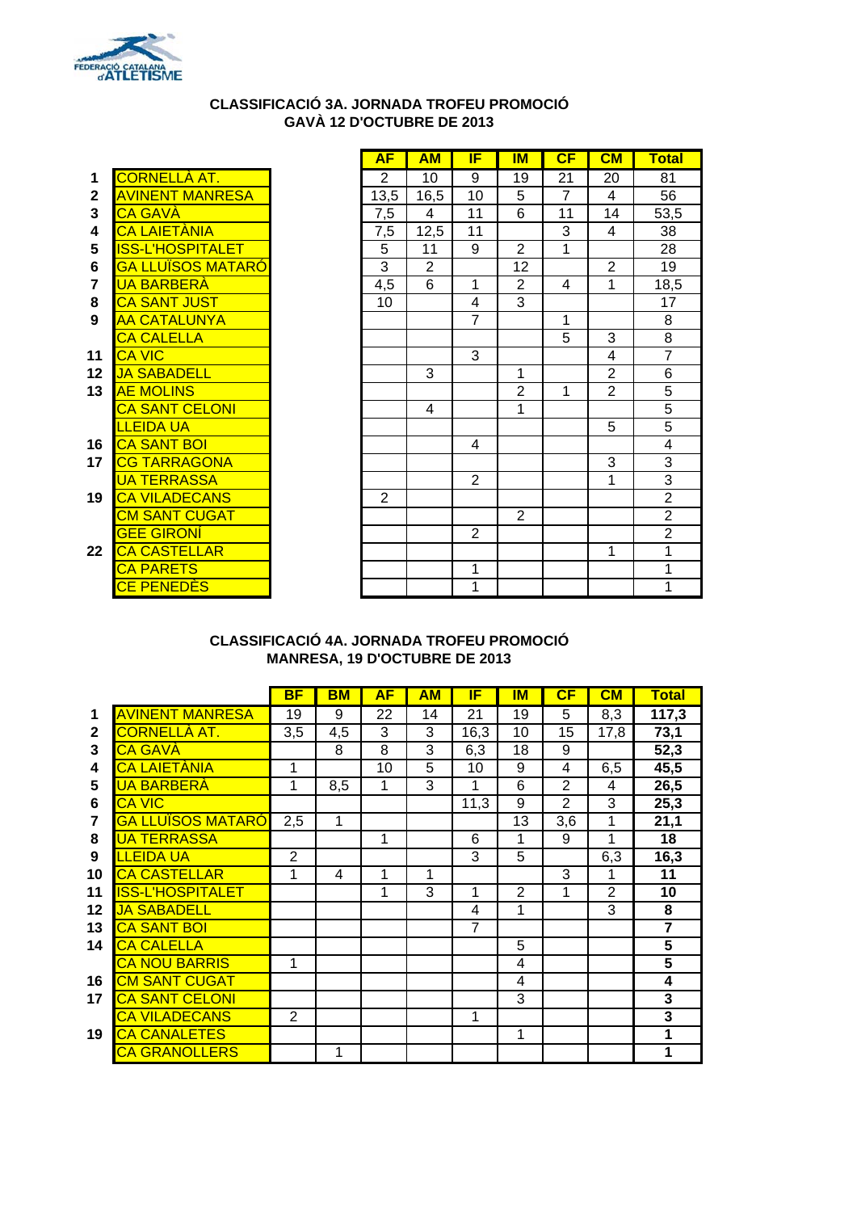## CLASSIFICACIÓ 3A. JORNADA TROFEU PROMOCIÓ
## GAVÀ 12 D'OCTUBRE DE 2013

| | | AF | AM | IF | IM | CF | CM | Total |
|---|---|---|---|---|---|---|---|---|
| 1 | CORNELLÀ AT. | 2 | 10 | 9 | 19 | 21 | 20 | 81 |
| 2 | AVINENT MANRESA | 13,5 | 16,5 | 10 | 5 | 7 | 4 | 56 |
| 3 | CA GAVÀ | 7,5 | 4 | 11 | 6 | 11 | 14 | 53,5 |
| 4 | CA LAIETÀNIA | 7,5 | 12,5 | 11 | | 3 | 4 | 38 |
| 5 | ISS-L'HOSPITALET | 5 | 11 | 9 | 2 | 1 | | 28 |
| 6 | GA LLUÏSOS MATARÓ | 3 | 2 | | 12 | | 2 | 19 |
| 7 | UA BARBERÀ | 4,5 | 6 | 1 | 2 | 4 | 1 | 18,5 |
| 8 | CA SANT JUST | 10 | | 4 | 3 | | | 17 |
| 9 | AA CATALUNYA | | | 7 | | 1 | | 8 |
| | CA CALELLA | | | | | 5 | 3 | 8 |
| 11 | CA VIC | | | 3 | | | 4 | 7 |
| 12 | JA SABADELL | | 3 | | 1 | | 2 | 6 |
| 13 | AE MOLINS | | | | 2 | 1 | 2 | 5 |
| | CA SANT CELONI | | 4 | | 1 | | | 5 |
| | LLEIDA UA | | | | | | 5 | 5 |
| 16 | CA SANT BOI | | | 4 | | | | 4 |
| 17 | CG TARRAGONA | | | | | | 3 | 3 |
| | UA TERRASSA | | | 2 | | | 1 | 3 |
| 19 | CA VILADECANS | 2 | | | | | | 2 |
| | CM SANT CUGAT | | | | 2 | | | 2 |
| | GEE GIRONÍ | | | 2 | | | | 2 |
| 22 | CA CASTELLAR | | | | | | 1 | 1 |
| | CA PARETS | | | 1 | | | | 1 |
| | CE PENEDÈS | | | 1 | | | | 1 |

## CLASSIFICACIÓ 4A. JORNADA TROFEU PROMOCIÓ
## MANRESA, 19 D'OCTUBRE DE 2013

| | | BF | BM | AF | AM | IF | IM | CF | CM | Total |
|---|---|---|---|---|---|---|---|---|---|---|
| 1 | AVINENT MANRESA | 19 | 9 | 22 | 14 | 21 | 19 | 5 | 8,3 | **117,3** |
| 2 | CORNELLÀ AT. | 3,5 | 4,5 | 3 | 3 | 16,3 | 10 | 15 | 17,8 | **73,1** |
| 3 | CA GAVÀ | | 8 | 8 | 3 | 6,3 | 18 | 9 | | **52,3** |
| 4 | CA LAIETÀNIA | 1 | | 10 | 5 | 10 | 9 | 4 | 6,5 | **45,5** |
| 5 | UA BARBERÀ | 1 | 8,5 | 1 | 3 | 1 | 6 | 2 | 4 | **26,5** |
| 6 | CA VIC | | | | | 11,3 | 9 | 2 | 3 | **25,3** |
| 7 | GA LLUÏSOS MATARÓ | 2,5 | 1 | | | | 13 | 3,6 | 1 | **21,1** |
| 8 | UA TERRASSA | | | 1 | | 6 | 1 | 9 | 1 | **18** |
| 9 | LLEIDA UA | 2 | | | | 3 | 5 | | 6,3 | **16,3** |
| 10 | CA CASTELLAR | 1 | 4 | 1 | 1 | | | 3 | 1 | **11** |
| 11 | ISS-L'HOSPITALET | | | 1 | 3 | 1 | 2 | 1 | 2 | **10** |
| 12 | JA SABADELL | | | | | 4 | 1 | | 3 | **8** |
| 13 | CA SANT BOI | | | | | 7 | | | | **7** |
| 14 | CA CALELLA | | | | | | 5 | | | **5** |
| | CA NOU BARRIS | 1 | | | | | 4 | | | **5** |
| 16 | CM SANT CUGAT | | | | | | 4 | | | **4** |
| 17 | CA SANT CELONI | | | | | | 3 | | | **3** |
| | CA VILADECANS | 2 | | | | 1 | | | | **3** |
| 19 | CA CANALETES | | | | | | 1 | | | **1** |
| | CA GRANOLLERS | | 1 | | | | | | | **1** |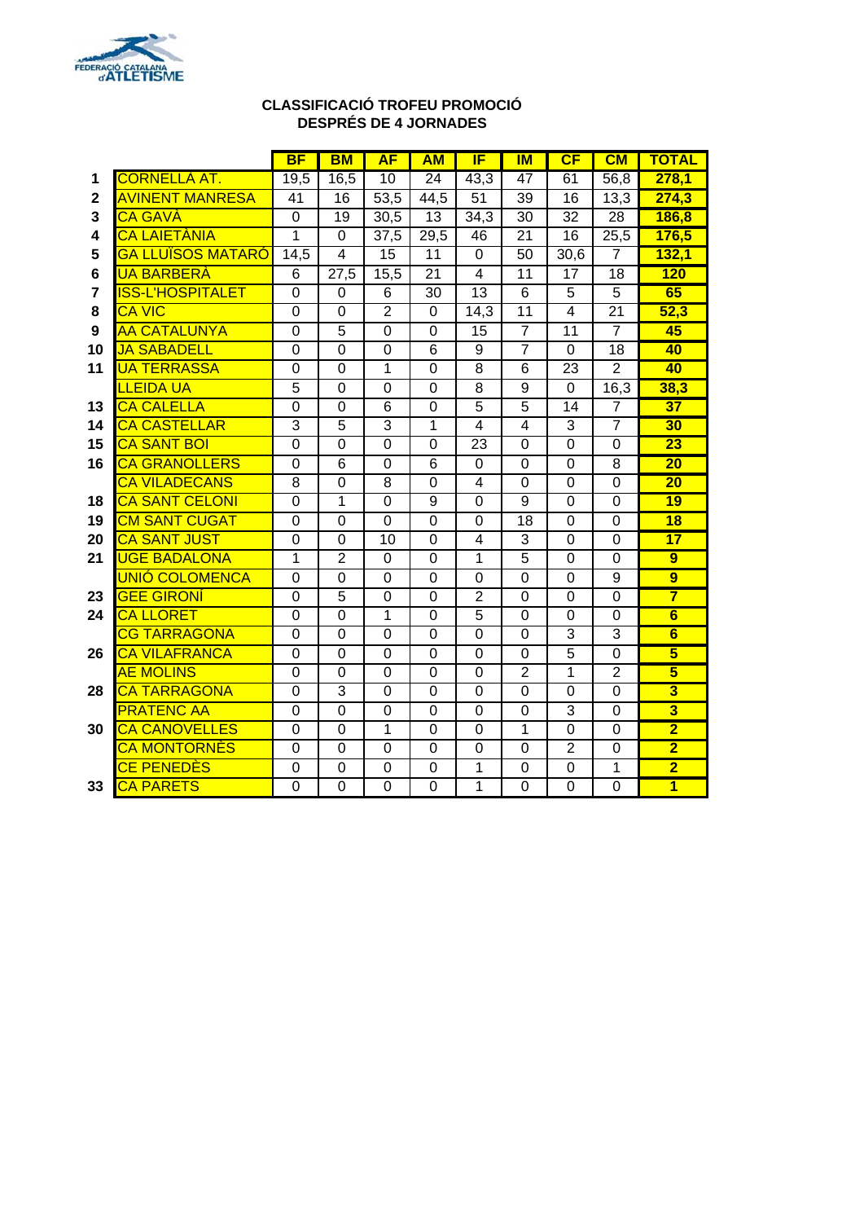## CLASSIFICACIÓ TROFEU PROMOCIÓ
## DESPRÉS DE 4 JORNADES

| | | BF | BM | AF | AM | IF | IM | CF | CM | TOTAL |
|---|---|---|---|---|---|---|---|---|---|---|
| 1 | CORNELLÀ AT. | 19,5 | 16,5 | 10 | 24 | 43,3 | 47 | 61 | 56,8 | **278,1** |
| 2 | AVINENT MANRESA | 41 | 16 | 53,5 | 44,5 | 51 | 39 | 16 | 13,3 | **274,3** |
| 3 | CA GAVÀ | 0 | 19 | 30,5 | 13 | 34,3 | 30 | 32 | 28 | **186,8** |
| 4 | CA LAIETÀNIA | 1 | 0 | 37,5 | 29,5 | 46 | 21 | 16 | 25,5 | **176,5** |
| 5 | GA LLUÏSOS MATARÓ | 14,5 | 4 | 15 | 11 | 0 | 50 | 30,6 | 7 | **132,1** |
| 6 | UA BARBERÀ | 6 | 27,5 | 15,5 | 21 | 4 | 11 | 17 | 18 | **120** |
| 7 | ISS-L'HOSPITALET | 0 | 0 | 6 | 30 | 13 | 6 | 5 | 5 | **65** |
| 8 | CA VIC | 0 | 0 | 2 | 0 | 14,3 | 11 | 4 | 21 | **52,3** |
| 9 | AA CATALUNYA | 0 | 5 | 0 | 0 | 15 | 7 | 11 | 7 | **45** |
| 10 | JA SABADELL | 0 | 0 | 0 | 6 | 9 | 7 | 0 | 18 | **40** |
| 11 | UA TERRASSA | 0 | 0 | 1 | 0 | 8 | 6 | 23 | 2 | **40** |
| | LLEIDA UA | 5 | 0 | 0 | 0 | 8 | 9 | 0 | 16,3 | **38,3** |
| 13 | CA CALELLA | 0 | 0 | 6 | 0 | 5 | 5 | 14 | 7 | **37** |
| 14 | CA CASTELLAR | 3 | 5 | 3 | 1 | 4 | 4 | 3 | 7 | **30** |
| 15 | CA SANT BOI | 0 | 0 | 0 | 0 | 23 | 0 | 0 | 0 | **23** |
| 16 | CA GRANOLLERS | 0 | 6 | 0 | 6 | 0 | 0 | 0 | 8 | **20** |
| | CA VILADECANS | 8 | 0 | 8 | 0 | 4 | 0 | 0 | 0 | **20** |
| 18 | CA SANT CELONI | 0 | 1 | 0 | 9 | 0 | 9 | 0 | 0 | **19** |
| 19 | CM SANT CUGAT | 0 | 0 | 0 | 0 | 0 | 18 | 0 | 0 | **18** |
| 20 | CA SANT JUST | 0 | 0 | 10 | 0 | 4 | 3 | 0 | 0 | **17** |
| 21 | UGE BADALONA | 1 | 2 | 0 | 0 | 1 | 5 | 0 | 0 | **9** |
| | UNIÓ COLOMENCA | 0 | 0 | 0 | 0 | 0 | 0 | 0 | 9 | **9** |
| 23 | GEE GIRONÍ | 0 | 5 | 0 | 0 | 2 | 0 | 0 | 0 | **7** |
| 24 | CA LLORET | 0 | 0 | 1 | 0 | 5 | 0 | 0 | 0 | **6** |
| | CG TARRAGONA | 0 | 0 | 0 | 0 | 0 | 0 | 3 | 3 | **6** |
| 26 | CA VILAFRANCA | 0 | 0 | 0 | 0 | 0 | 0 | 5 | 0 | **5** |
| | AE MOLINS | 0 | 0 | 0 | 0 | 0 | 2 | 1 | 2 | **5** |
| 28 | CA TARRAGONA | 0 | 3 | 0 | 0 | 0 | 0 | 0 | 0 | **3** |
| | PRATENC AA | 0 | 0 | 0 | 0 | 0 | 0 | 3 | 0 | **3** |
| 30 | CA CANOVELLES | 0 | 0 | 1 | 0 | 0 | 1 | 0 | 0 | **2** |
| | CA MONTORNÈS | 0 | 0 | 0 | 0 | 0 | 0 | 2 | 0 | **2** |
| | CE PENEDÈS | 0 | 0 | 0 | 0 | 1 | 0 | 0 | 1 | **2** |
| 33 | CA PARETS | 0 | 0 | 0 | 0 | 1 | 0 | 0 | 0 | **1** |